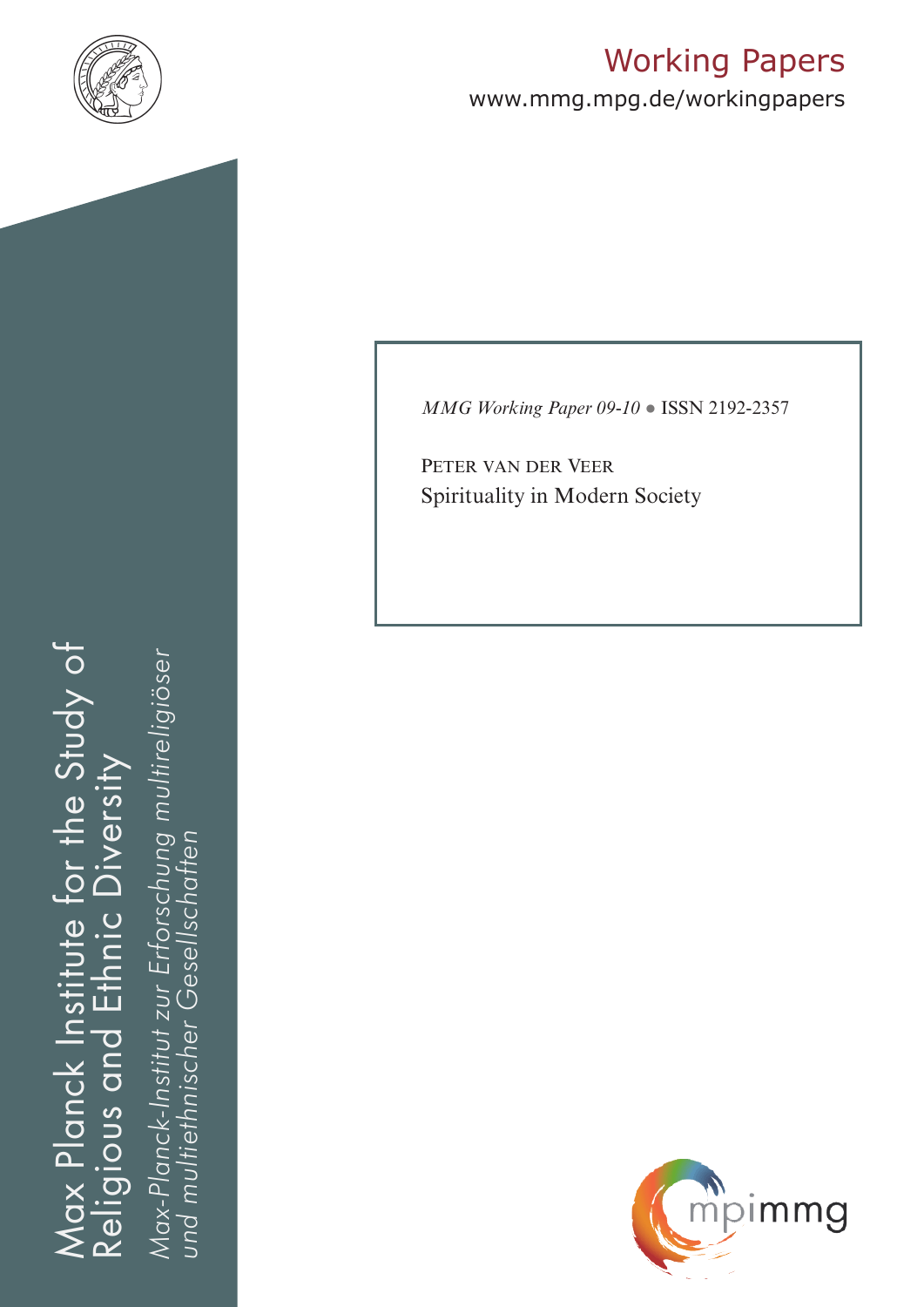Working Papers

www.mmg.mpg.de/workingpapers

*MMG Working Paper 09-10* ● ISSN 2192-2357

PETER VAN DER VEER

# Spirituality in Modern Society

Max Planck Institute for the Study of Religious and Ethnic Diversity

*Max-Planck-Institut zur Erforschung multireligiöser und multiethnischer Gesellschaften*

mpimmg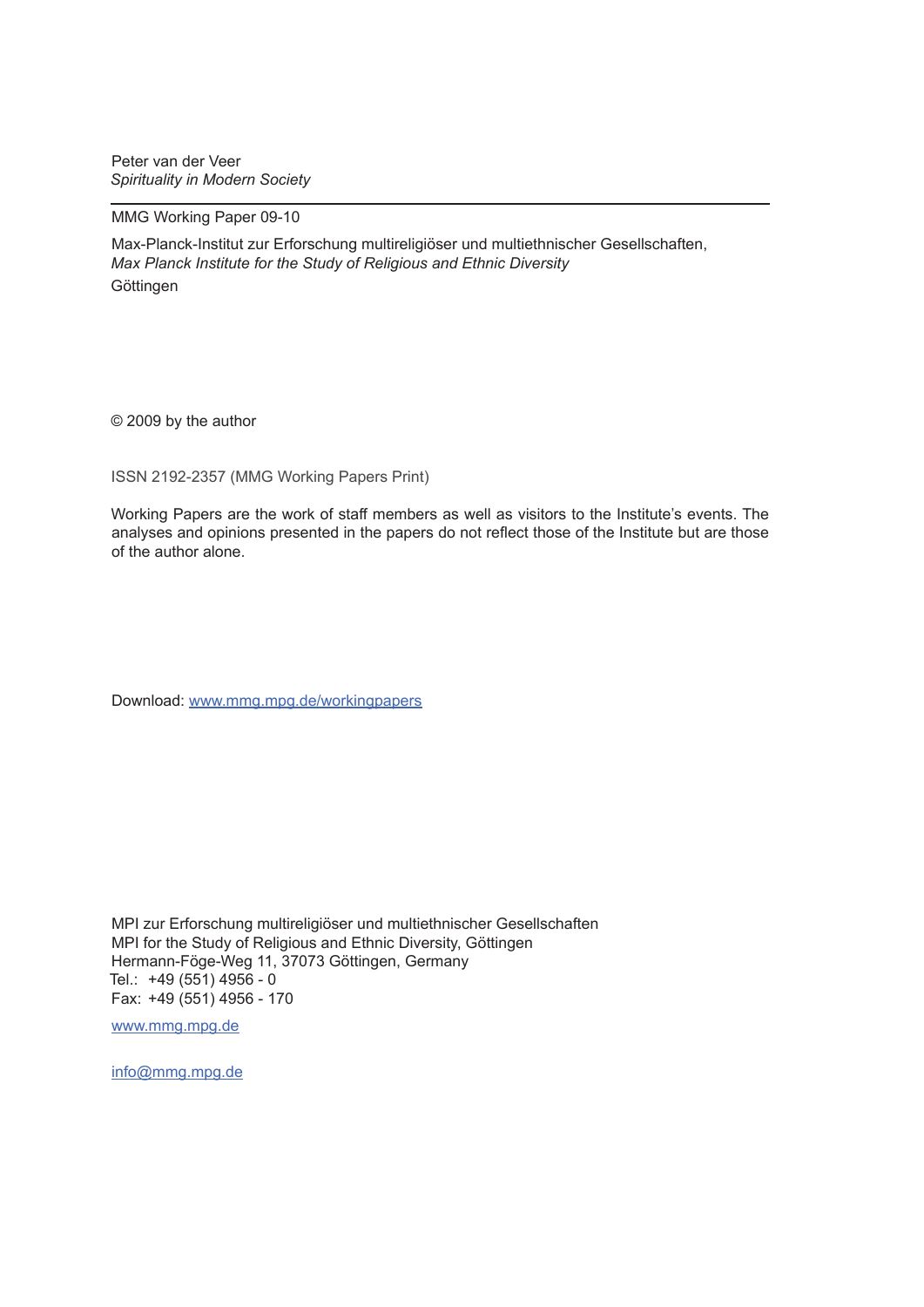Peter van der Veer
*Spirituality in Modern Society*

---

MMG Working Paper 09-10

Max-Planck-Institut zur Erforschung multireligiöser und multiethnischer Gesellschaften,
*Max Planck Institute for the Study of Religious and Ethnic Diversity*
Göttingen

© 2009 by the author

ISSN 2192-2357 (MMG Working Papers Print)

Working Papers are the work of staff members as well as visitors to the Institute's events. The analyses and opinions presented in the papers do not reflect those of the Institute but are those of the author alone.

Download: www.mmg.mpg.de/workingpapers

MPI zur Erforschung multireligiöser und multiethnischer Gesellschaften
MPI for the Study of Religious and Ethnic Diversity, Göttingen
Hermann-Föge-Weg 11, 37073 Göttingen, Germany
Tel.: +49 (551) 4956 - 0
Fax: +49 (551) 4956 - 170

www.mmg.mpg.de

info@mmg.mpg.de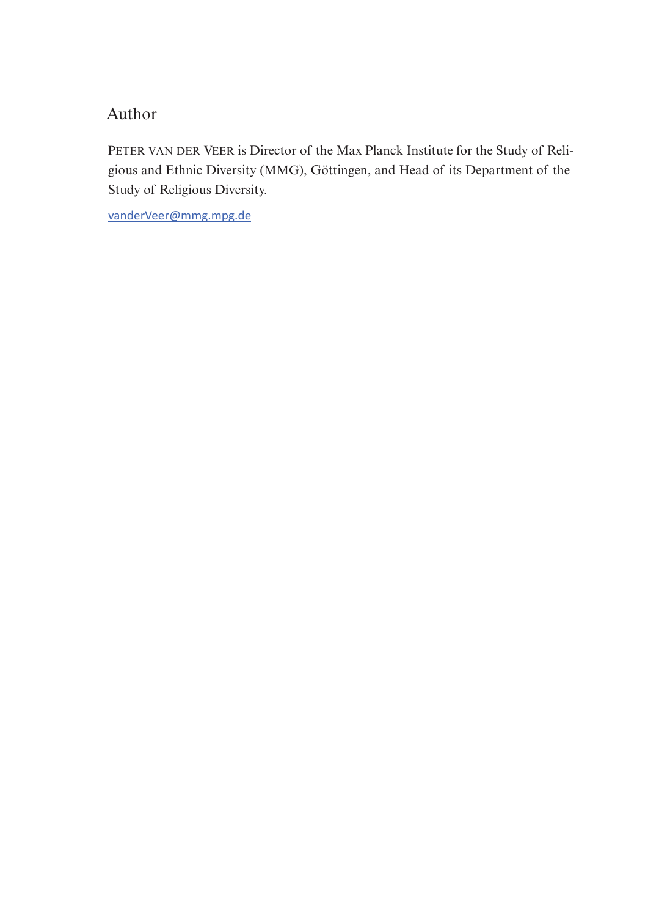## Author

Peter van der Veer is Director of the Max Planck Institute for the Study of Religious and Ethnic Diversity (MMG), Göttingen, and Head of its Department of the Study of Religious Diversity.

vanderVeer@mmg.mpg.de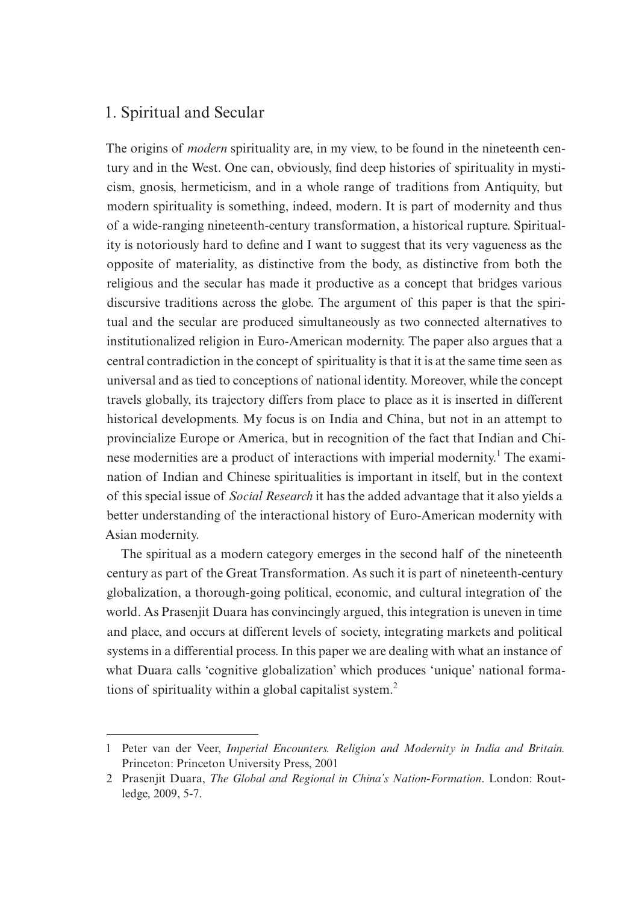## 1. Spiritual and Secular

The origins of *modern* spirituality are, in my view, to be found in the nineteenth century and in the West. One can, obviously, find deep histories of spirituality in mysticism, gnosis, hermeticism, and in a whole range of traditions from Antiquity, but modern spirituality is something, indeed, modern. It is part of modernity and thus of a wide-ranging nineteenth-century transformation, a historical rupture. Spirituality is notoriously hard to define and I want to suggest that its very vagueness as the opposite of materiality, as distinctive from the body, as distinctive from both the religious and the secular has made it productive as a concept that bridges various discursive traditions across the globe. The argument of this paper is that the spiritual and the secular are produced simultaneously as two connected alternatives to institutionalized religion in Euro-American modernity. The paper also argues that a central contradiction in the concept of spirituality is that it is at the same time seen as universal and as tied to conceptions of national identity. Moreover, while the concept travels globally, its trajectory differs from place to place as it is inserted in different historical developments. My focus is on India and China, but not in an attempt to provincialize Europe or America, but in recognition of the fact that Indian and Chinese modernities are a product of interactions with imperial modernity.[1] The examination of Indian and Chinese spiritualities is important in itself, but in the context of this special issue of *Social Research* it has the added advantage that it also yields a better understanding of the interactional history of Euro-American modernity with Asian modernity.

The spiritual as a modern category emerges in the second half of the nineteenth century as part of the Great Transformation. As such it is part of nineteenth-century globalization, a thorough-going political, economic, and cultural integration of the world. As Prasenjit Duara has convincingly argued, this integration is uneven in time and place, and occurs at different levels of society, integrating markets and political systems in a differential process. In this paper we are dealing with what an instance of what Duara calls 'cognitive globalization' which produces 'unique' national formations of spirituality within a global capitalist system.[2]

---

1 Peter van der Veer, *Imperial Encounters. Religion and Modernity in India and Britain.* Princeton: Princeton University Press, 2001

2 Prasenjit Duara, *The Global and Regional in China's Nation-Formation*. London: Routledge, 2009, 5-7.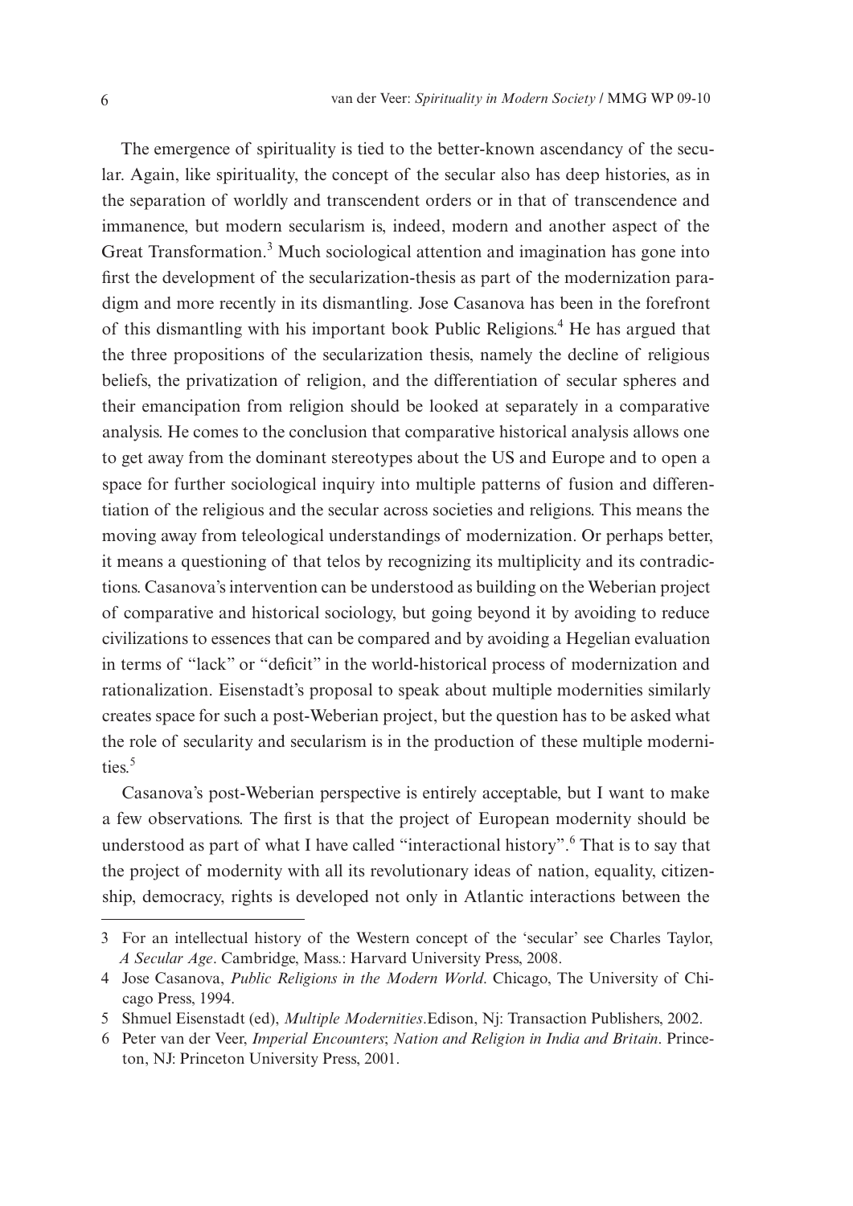The emergence of spirituality is tied to the better-known ascendancy of the secular. Again, like spirituality, the concept of the secular also has deep histories, as in the separation of worldly and transcendent orders or in that of transcendence and immanence, but modern secularism is, indeed, modern and another aspect of the Great Transformation.[3] Much sociological attention and imagination has gone into first the development of the secularization-thesis as part of the modernization paradigm and more recently in its dismantling. Jose Casanova has been in the forefront of this dismantling with his important book Public Religions.[4] He has argued that the three propositions of the secularization thesis, namely the decline of religious beliefs, the privatization of religion, and the differentiation of secular spheres and their emancipation from religion should be looked at separately in a comparative analysis. He comes to the conclusion that comparative historical analysis allows one to get away from the dominant stereotypes about the US and Europe and to open a space for further sociological inquiry into multiple patterns of fusion and differentiation of the religious and the secular across societies and religions. This means the moving away from teleological understandings of modernization. Or perhaps better, it means a questioning of that telos by recognizing its multiplicity and its contradictions. Casanova's intervention can be understood as building on the Weberian project of comparative and historical sociology, but going beyond it by avoiding to reduce civilizations to essences that can be compared and by avoiding a Hegelian evaluation in terms of "lack" or "deficit" in the world-historical process of modernization and rationalization. Eisenstadt's proposal to speak about multiple modernities similarly creates space for such a post-Weberian project, but the question has to be asked what the role of secularity and secularism is in the production of these multiple modernities.[5]

Casanova's post-Weberian perspective is entirely acceptable, but I want to make a few observations. The first is that the project of European modernity should be understood as part of what I have called "interactional history".[6] That is to say that the project of modernity with all its revolutionary ideas of nation, equality, citizenship, democracy, rights is developed not only in Atlantic interactions between the

---

3 For an intellectual history of the Western concept of the 'secular' see Charles Taylor, *A Secular Age*. Cambridge, Mass.: Harvard University Press, 2008.

4 Jose Casanova, *Public Religions in the Modern World*. Chicago, The University of Chicago Press, 1994.

5 Shmuel Eisenstadt (ed), *Multiple Modernities*.Edison, Nj: Transaction Publishers, 2002.

6 Peter van der Veer, *Imperial Encounters*; *Nation and Religion in India and Britain*. Princeton, NJ: Princeton University Press, 2001.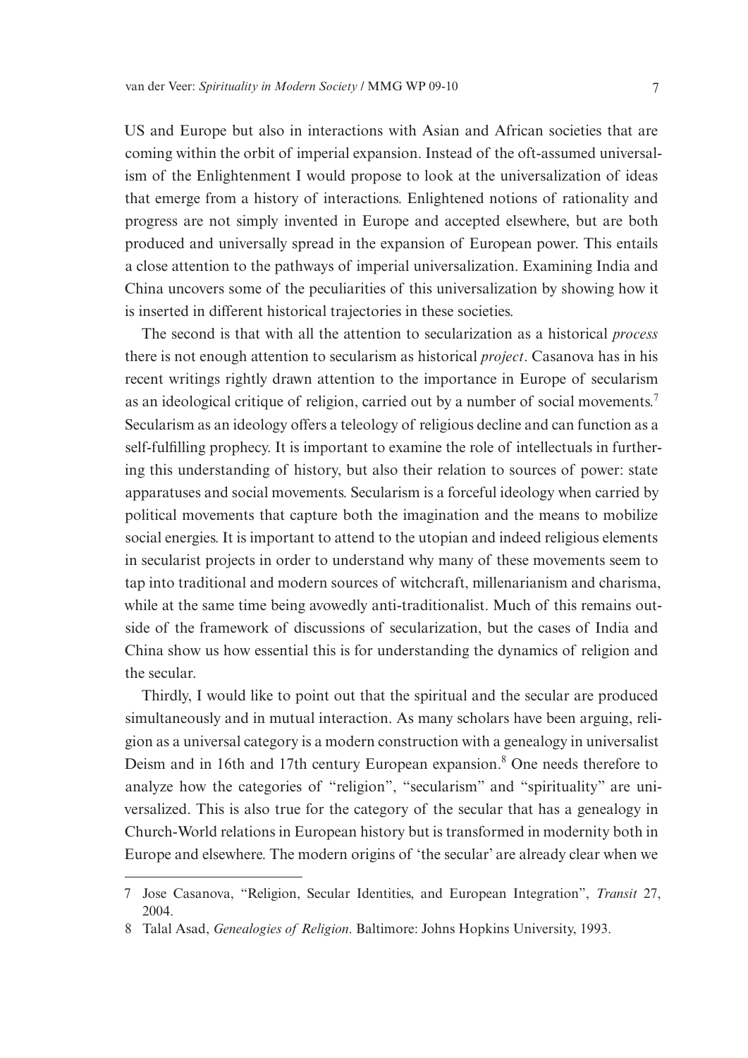US and Europe but also in interactions with Asian and African societies that are coming within the orbit of imperial expansion. Instead of the oft-assumed universalism of the Enlightenment I would propose to look at the universalization of ideas that emerge from a history of interactions. Enlightened notions of rationality and progress are not simply invented in Europe and accepted elsewhere, but are both produced and universally spread in the expansion of European power. This entails a close attention to the pathways of imperial universalization. Examining India and China uncovers some of the peculiarities of this universalization by showing how it is inserted in different historical trajectories in these societies.

The second is that with all the attention to secularization as a historical *process* there is not enough attention to secularism as historical *project*. Casanova has in his recent writings rightly drawn attention to the importance in Europe of secularism as an ideological critique of religion, carried out by a number of social movements.[7] Secularism as an ideology offers a teleology of religious decline and can function as a self-fulfilling prophecy. It is important to examine the role of intellectuals in furthering this understanding of history, but also their relation to sources of power: state apparatuses and social movements. Secularism is a forceful ideology when carried by political movements that capture both the imagination and the means to mobilize social energies. It is important to attend to the utopian and indeed religious elements in secularist projects in order to understand why many of these movements seem to tap into traditional and modern sources of witchcraft, millenarianism and charisma, while at the same time being avowedly anti-traditionalist. Much of this remains outside of the framework of discussions of secularization, but the cases of India and China show us how essential this is for understanding the dynamics of religion and the secular.

Thirdly, I would like to point out that the spiritual and the secular are produced simultaneously and in mutual interaction. As many scholars have been arguing, religion as a universal category is a modern construction with a genealogy in universalist Deism and in 16th and 17th century European expansion.[8] One needs therefore to analyze how the categories of "religion", "secularism" and "spirituality" are universalized. This is also true for the category of the secular that has a genealogy in Church-World relations in European history but is transformed in modernity both in Europe and elsewhere. The modern origins of 'the secular' are already clear when we

---

7 Jose Casanova, "Religion, Secular Identities, and European Integration", *Transit* 27, 2004.

8 Talal Asad, *Genealogies of Religion*. Baltimore: Johns Hopkins University, 1993.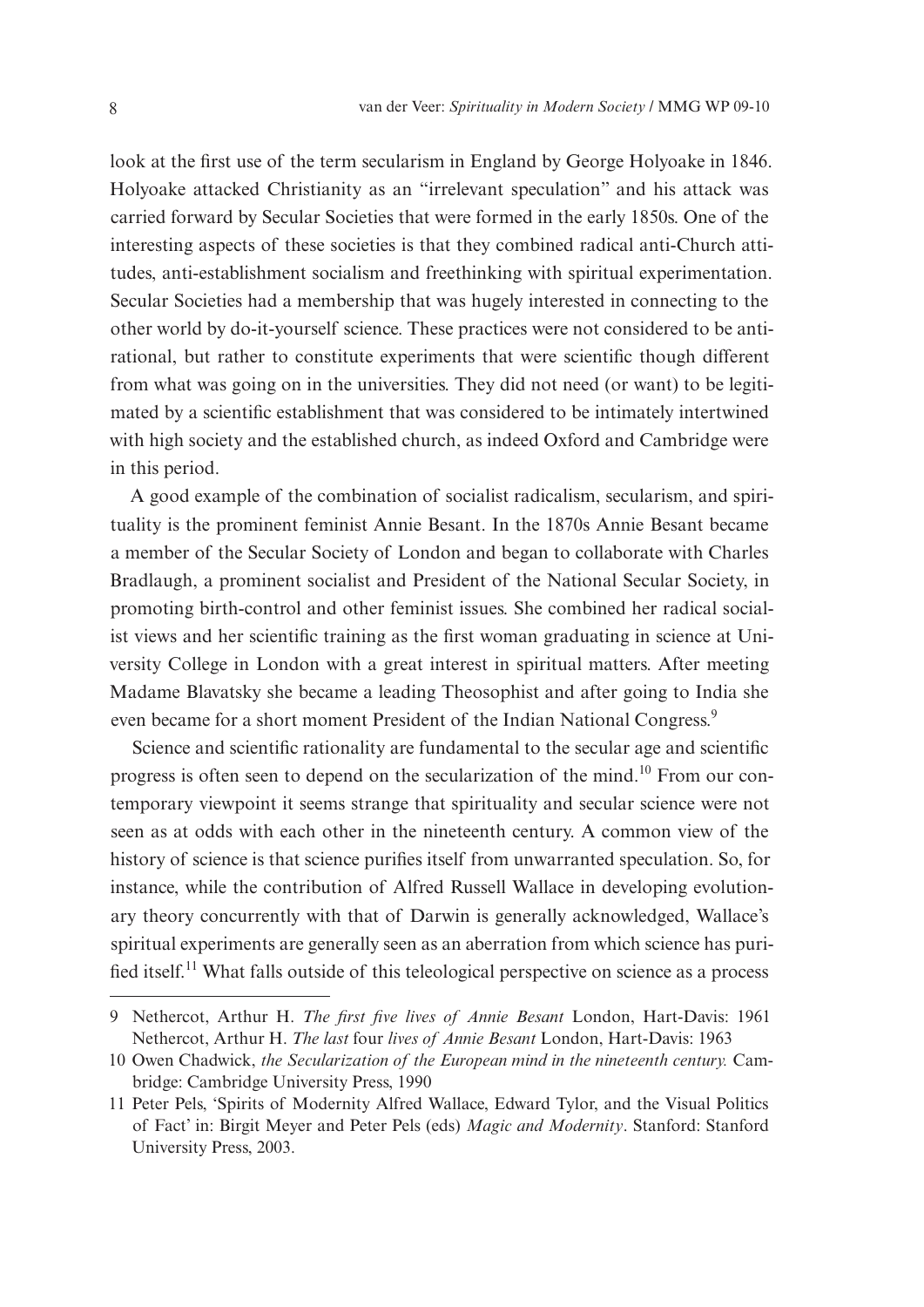look at the first use of the term secularism in England by George Holyoake in 1846. Holyoake attacked Christianity as an "irrelevant speculation" and his attack was carried forward by Secular Societies that were formed in the early 1850s. One of the interesting aspects of these societies is that they combined radical anti-Church attitudes, anti-establishment socialism and freethinking with spiritual experimentation. Secular Societies had a membership that was hugely interested in connecting to the other world by do-it-yourself science. These practices were not considered to be anti-rational, but rather to constitute experiments that were scientific though different from what was going on in the universities. They did not need (or want) to be legitimated by a scientific establishment that was considered to be intimately intertwined with high society and the established church, as indeed Oxford and Cambridge were in this period.

A good example of the combination of socialist radicalism, secularism, and spirituality is the prominent feminist Annie Besant. In the 1870s Annie Besant became a member of the Secular Society of London and began to collaborate with Charles Bradlaugh, a prominent socialist and President of the National Secular Society, in promoting birth-control and other feminist issues. She combined her radical socialist views and her scientific training as the first woman graduating in science at University College in London with a great interest in spiritual matters. After meeting Madame Blavatsky she became a leading Theosophist and after going to India she even became for a short moment President of the Indian National Congress.[9]

Science and scientific rationality are fundamental to the secular age and scientific progress is often seen to depend on the secularization of the mind.[10] From our contemporary viewpoint it seems strange that spirituality and secular science were not seen as at odds with each other in the nineteenth century. A common view of the history of science is that science purifies itself from unwarranted speculation. So, for instance, while the contribution of Alfred Russell Wallace in developing evolutionary theory concurrently with that of Darwin is generally acknowledged, Wallace's spiritual experiments are generally seen as an aberration from which science has purified itself.[11] What falls outside of this teleological perspective on science as a process

---

9 Nethercot, Arthur H. *The first five lives of Annie Besant* London, Hart-Davis: 1961 Nethercot, Arthur H. *The last* four *lives of Annie Besant* London, Hart-Davis: 1963

10 Owen Chadwick, *the Secularization of the European mind in the nineteenth century.* Cambridge: Cambridge University Press, 1990

11 Peter Pels, 'Spirits of Modernity Alfred Wallace, Edward Tylor, and the Visual Politics of Fact' in: Birgit Meyer and Peter Pels (eds) *Magic and Modernity*. Stanford: Stanford University Press, 2003.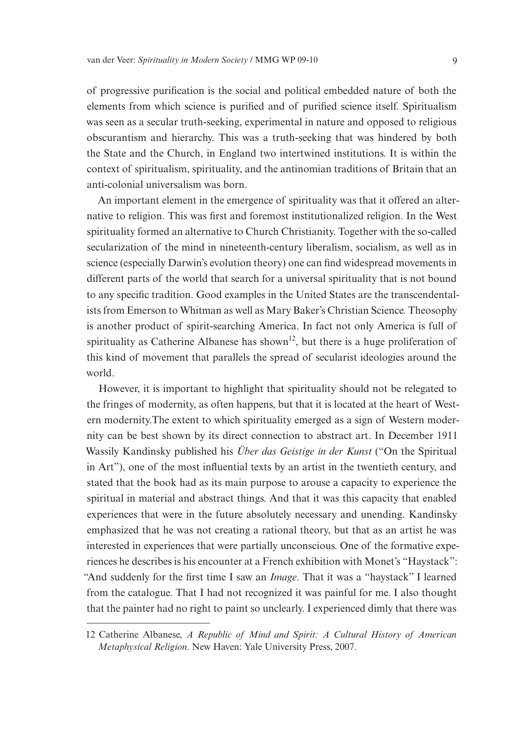of progressive purification is the social and political embedded nature of both the elements from which science is purified and of purified science itself. Spiritualism was seen as a secular truth-seeking, experimental in nature and opposed to religious obscurantism and hierarchy. This was a truth-seeking that was hindered by both the State and the Church, in England two intertwined institutions. It is within the context of spiritualism, spirituality, and the antinomian traditions of Britain that an anti-colonial universalism was born.

An important element in the emergence of spirituality was that it offered an alternative to religion. This was first and foremost institutionalized religion. In the West spirituality formed an alternative to Church Christianity. Together with the so-called secularization of the mind in nineteenth-century liberalism, socialism, as well as in science (especially Darwin's evolution theory) one can find widespread movements in different parts of the world that search for a universal spirituality that is not bound to any specific tradition. Good examples in the United States are the transcendentalists from Emerson to Whitman as well as Mary Baker's Christian Science. Theosophy is another product of spirit-searching America. In fact not only America is full of spirituality as Catherine Albanese has shown[12], but there is a huge proliferation of this kind of movement that parallels the spread of secularist ideologies around the world.

However, it is important to highlight that spirituality should not be relegated to the fringes of modernity, as often happens, but that it is located at the heart of Western modernity.The extent to which spirituality emerged as a sign of Western modernity can be best shown by its direct connection to abstract art. In December 1911 Wassily Kandinsky published his *Über das Geistige in der Kunst* ("On the Spiritual in Art"), one of the most influential texts by an artist in the twentieth century, and stated that the book had as its main purpose to arouse a capacity to experience the spiritual in material and abstract things. And that it was this capacity that enabled experiences that were in the future absolutely necessary and unending. Kandinsky emphasized that he was not creating a rational theory, but that as an artist he was interested in experiences that were partially unconscious. One of the formative experiences he describes is his encounter at a French exhibition with Monet's "Haystack": "And suddenly for the first time I saw an *Image*. That it was a "haystack" I learned from the catalogue. That I had not recognized it was painful for me. I also thought that the painter had no right to paint so unclearly. I experienced dimly that there was

12 Catherine Albanese, *A Republic of Mind and Spirit: A Cultural History of American Metaphysical Religion*. New Haven: Yale University Press, 2007.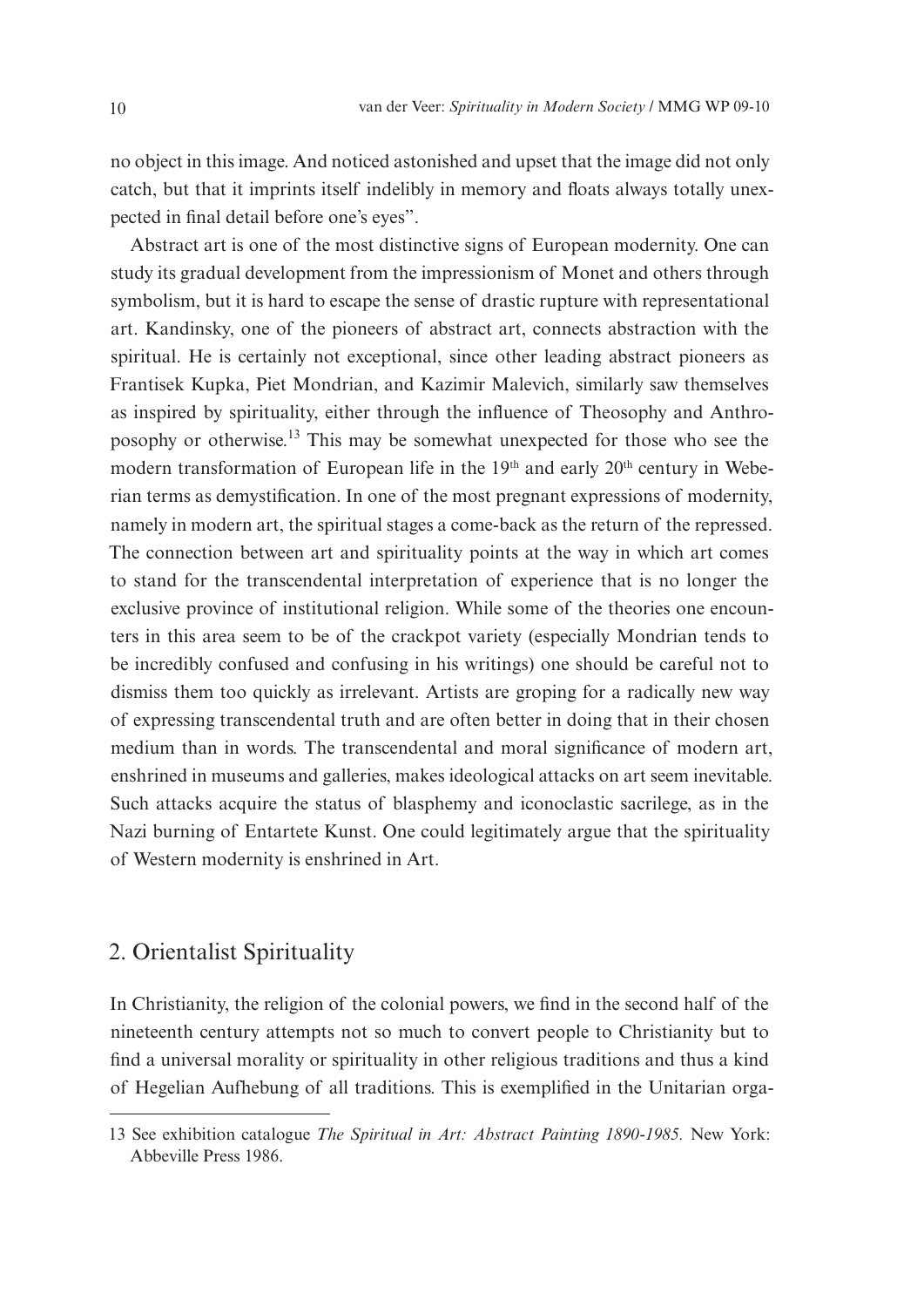no object in this image. And noticed astonished and upset that the image did not only catch, but that it imprints itself indelibly in memory and floats always totally unexpected in final detail before one's eyes".

Abstract art is one of the most distinctive signs of European modernity. One can study its gradual development from the impressionism of Monet and others through symbolism, but it is hard to escape the sense of drastic rupture with representational art. Kandinsky, one of the pioneers of abstract art, connects abstraction with the spiritual. He is certainly not exceptional, since other leading abstract pioneers as Frantisek Kupka, Piet Mondrian, and Kazimir Malevich, similarly saw themselves as inspired by spirituality, either through the influence of Theosophy and Anthroposophy or otherwise.[13] This may be somewhat unexpected for those who see the modern transformation of European life in the 19th and early 20th century in Weberian terms as demystification. In one of the most pregnant expressions of modernity, namely in modern art, the spiritual stages a come-back as the return of the repressed. The connection between art and spirituality points at the way in which art comes to stand for the transcendental interpretation of experience that is no longer the exclusive province of institutional religion. While some of the theories one encounters in this area seem to be of the crackpot variety (especially Mondrian tends to be incredibly confused and confusing in his writings) one should be careful not to dismiss them too quickly as irrelevant. Artists are groping for a radically new way of expressing transcendental truth and are often better in doing that in their chosen medium than in words. The transcendental and moral significance of modern art, enshrined in museums and galleries, makes ideological attacks on art seem inevitable. Such attacks acquire the status of blasphemy and iconoclastic sacrilege, as in the Nazi burning of Entartete Kunst. One could legitimately argue that the spirituality of Western modernity is enshrined in Art.

## 2. Orientalist Spirituality

In Christianity, the religion of the colonial powers, we find in the second half of the nineteenth century attempts not so much to convert people to Christianity but to find a universal morality or spirituality in other religious traditions and thus a kind of Hegelian Aufhebung of all traditions. This is exemplified in the Unitarian orga-

13 See exhibition catalogue *The Spiritual in Art: Abstract Painting 1890-1985.* New York: Abbeville Press 1986.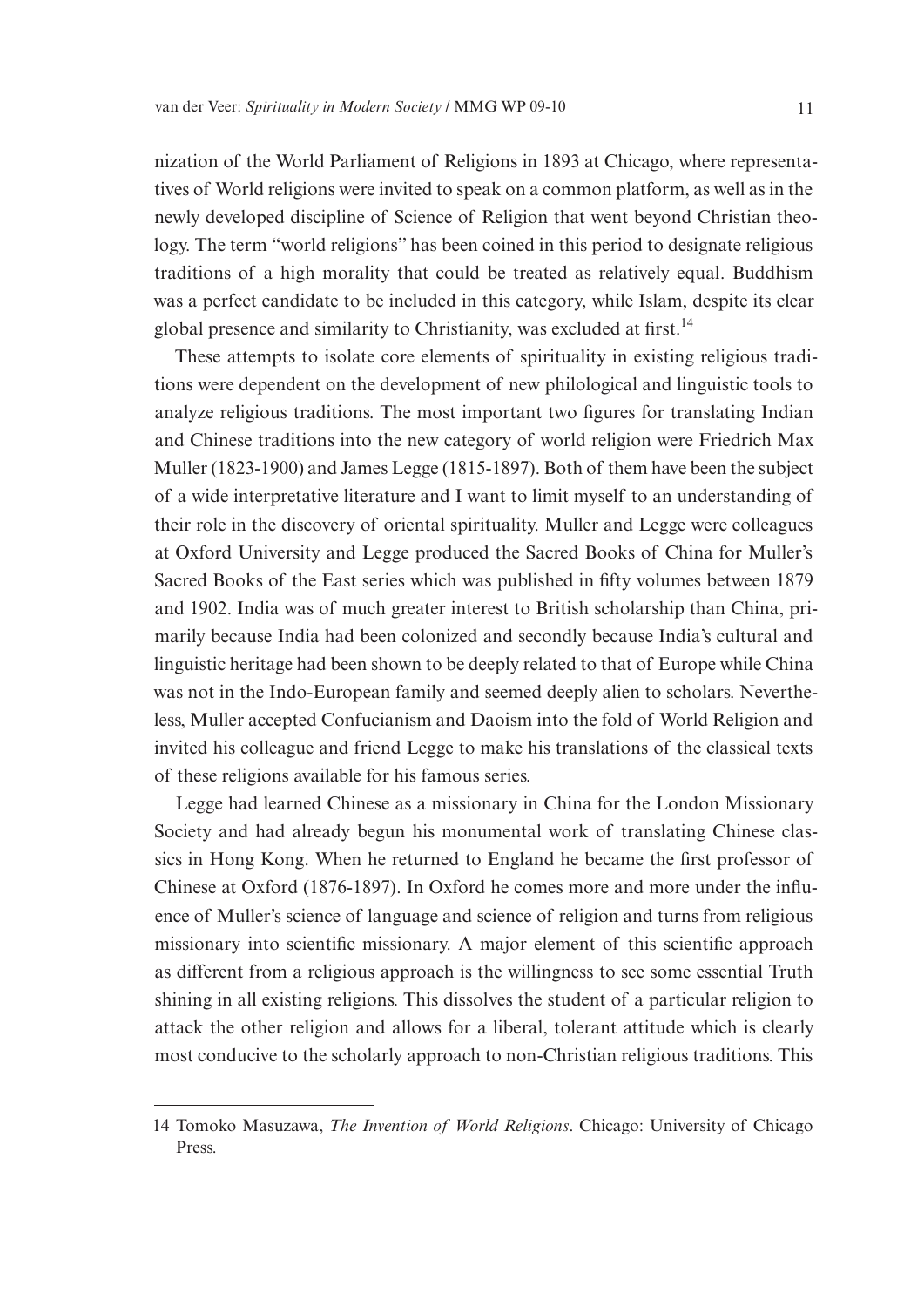nization of the World Parliament of Religions in 1893 at Chicago, where representatives of World religions were invited to speak on a common platform, as well as in the newly developed discipline of Science of Religion that went beyond Christian theology. The term "world religions" has been coined in this period to designate religious traditions of a high morality that could be treated as relatively equal. Buddhism was a perfect candidate to be included in this category, while Islam, despite its clear global presence and similarity to Christianity, was excluded at first.[14]

These attempts to isolate core elements of spirituality in existing religious traditions were dependent on the development of new philological and linguistic tools to analyze religious traditions. The most important two figures for translating Indian and Chinese traditions into the new category of world religion were Friedrich Max Muller (1823-1900) and James Legge (1815-1897). Both of them have been the subject of a wide interpretative literature and I want to limit myself to an understanding of their role in the discovery of oriental spirituality. Muller and Legge were colleagues at Oxford University and Legge produced the Sacred Books of China for Muller's Sacred Books of the East series which was published in fifty volumes between 1879 and 1902. India was of much greater interest to British scholarship than China, primarily because India had been colonized and secondly because India's cultural and linguistic heritage had been shown to be deeply related to that of Europe while China was not in the Indo-European family and seemed deeply alien to scholars. Nevertheless, Muller accepted Confucianism and Daoism into the fold of World Religion and invited his colleague and friend Legge to make his translations of the classical texts of these religions available for his famous series.

Legge had learned Chinese as a missionary in China for the London Missionary Society and had already begun his monumental work of translating Chinese classics in Hong Kong. When he returned to England he became the first professor of Chinese at Oxford (1876-1897). In Oxford he comes more and more under the influence of Muller's science of language and science of religion and turns from religious missionary into scientific missionary. A major element of this scientific approach as different from a religious approach is the willingness to see some essential Truth shining in all existing religions. This dissolves the student of a particular religion to attack the other religion and allows for a liberal, tolerant attitude which is clearly most conducive to the scholarly approach to non-Christian religious traditions. This

14 Tomoko Masuzawa, *The Invention of World Religions*. Chicago: University of Chicago Press.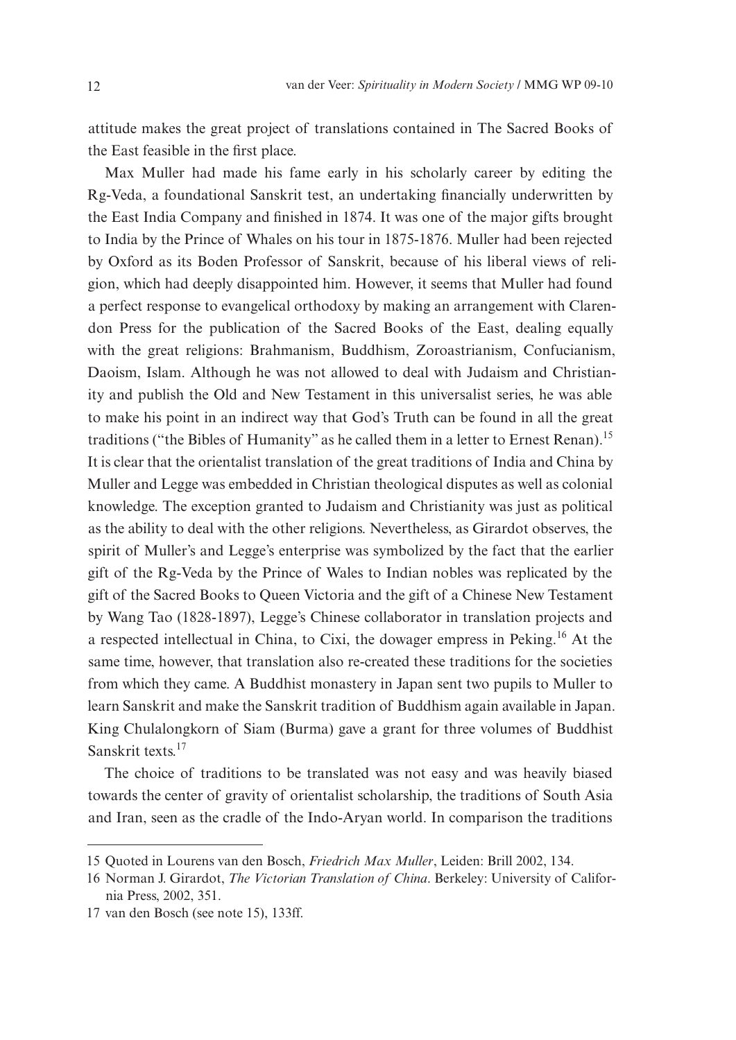attitude makes the great project of translations contained in The Sacred Books of the East feasible in the first place.

Max Muller had made his fame early in his scholarly career by editing the Rg-Veda, a foundational Sanskrit test, an undertaking financially underwritten by the East India Company and finished in 1874. It was one of the major gifts brought to India by the Prince of Whales on his tour in 1875-1876. Muller had been rejected by Oxford as its Boden Professor of Sanskrit, because of his liberal views of religion, which had deeply disappointed him. However, it seems that Muller had found a perfect response to evangelical orthodoxy by making an arrangement with Clarendon Press for the publication of the Sacred Books of the East, dealing equally with the great religions: Brahmanism, Buddhism, Zoroastrianism, Confucianism, Daoism, Islam. Although he was not allowed to deal with Judaism and Christianity and publish the Old and New Testament in this universalist series, he was able to make his point in an indirect way that God's Truth can be found in all the great traditions ("the Bibles of Humanity" as he called them in a letter to Ernest Renan).[15] It is clear that the orientalist translation of the great traditions of India and China by Muller and Legge was embedded in Christian theological disputes as well as colonial knowledge. The exception granted to Judaism and Christianity was just as political as the ability to deal with the other religions. Nevertheless, as Girardot observes, the spirit of Muller's and Legge's enterprise was symbolized by the fact that the earlier gift of the Rg-Veda by the Prince of Wales to Indian nobles was replicated by the gift of the Sacred Books to Queen Victoria and the gift of a Chinese New Testament by Wang Tao (1828-1897), Legge's Chinese collaborator in translation projects and a respected intellectual in China, to Cixi, the dowager empress in Peking.[16] At the same time, however, that translation also re-created these traditions for the societies from which they came. A Buddhist monastery in Japan sent two pupils to Muller to learn Sanskrit and make the Sanskrit tradition of Buddhism again available in Japan. King Chulalongkorn of Siam (Burma) gave a grant for three volumes of Buddhist Sanskrit texts.[17]

The choice of traditions to be translated was not easy and was heavily biased towards the center of gravity of orientalist scholarship, the traditions of South Asia and Iran, seen as the cradle of the Indo-Aryan world. In comparison the traditions

---

15 Quoted in Lourens van den Bosch, *Friedrich Max Muller*, Leiden: Brill 2002, 134.

16 Norman J. Girardot, *The Victorian Translation of China*. Berkeley: University of California Press, 2002, 351.

17 van den Bosch (see note 15), 133ff.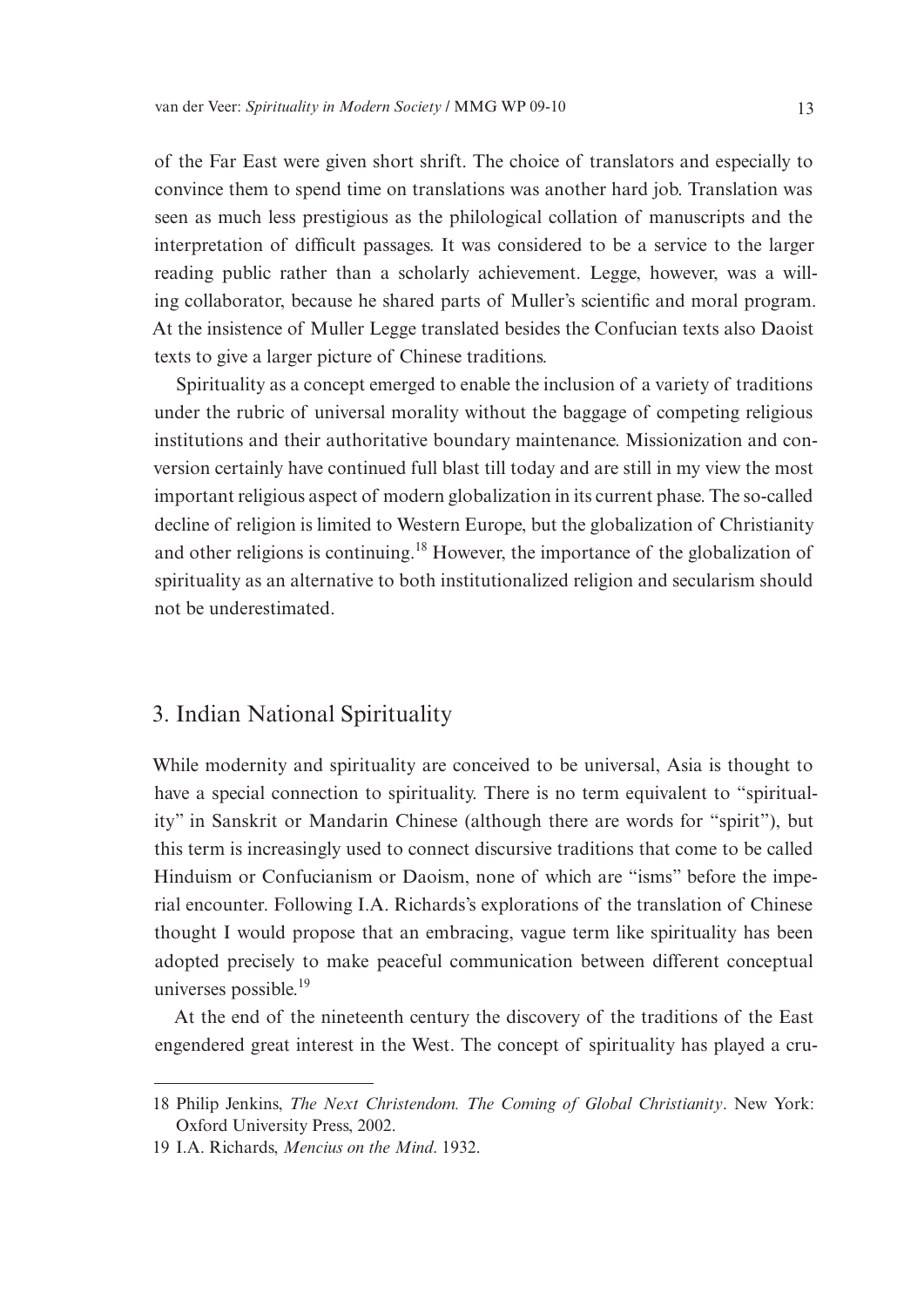of the Far East were given short shrift. The choice of translators and especially to convince them to spend time on translations was another hard job. Translation was seen as much less prestigious as the philological collation of manuscripts and the interpretation of difficult passages. It was considered to be a service to the larger reading public rather than a scholarly achievement. Legge, however, was a willing collaborator, because he shared parts of Muller's scientific and moral program. At the insistence of Muller Legge translated besides the Confucian texts also Daoist texts to give a larger picture of Chinese traditions.

Spirituality as a concept emerged to enable the inclusion of a variety of traditions under the rubric of universal morality without the baggage of competing religious institutions and their authoritative boundary maintenance. Missionization and conversion certainly have continued full blast till today and are still in my view the most important religious aspect of modern globalization in its current phase. The so-called decline of religion is limited to Western Europe, but the globalization of Christianity and other religions is continuing.[18] However, the importance of the globalization of spirituality as an alternative to both institutionalized religion and secularism should not be underestimated.

## 3. Indian National Spirituality

While modernity and spirituality are conceived to be universal, Asia is thought to have a special connection to spirituality. There is no term equivalent to "spirituality" in Sanskrit or Mandarin Chinese (although there are words for "spirit"), but this term is increasingly used to connect discursive traditions that come to be called Hinduism or Confucianism or Daoism, none of which are "isms" before the imperial encounter. Following I.A. Richards's explorations of the translation of Chinese thought I would propose that an embracing, vague term like spirituality has been adopted precisely to make peaceful communication between different conceptual universes possible.[19]

At the end of the nineteenth century the discovery of the traditions of the East engendered great interest in the West. The concept of spirituality has played a cru-

18 Philip Jenkins, *The Next Christendom. The Coming of Global Christianity*. New York: Oxford University Press, 2002.

19 I.A. Richards, *Mencius on the Mind*. 1932.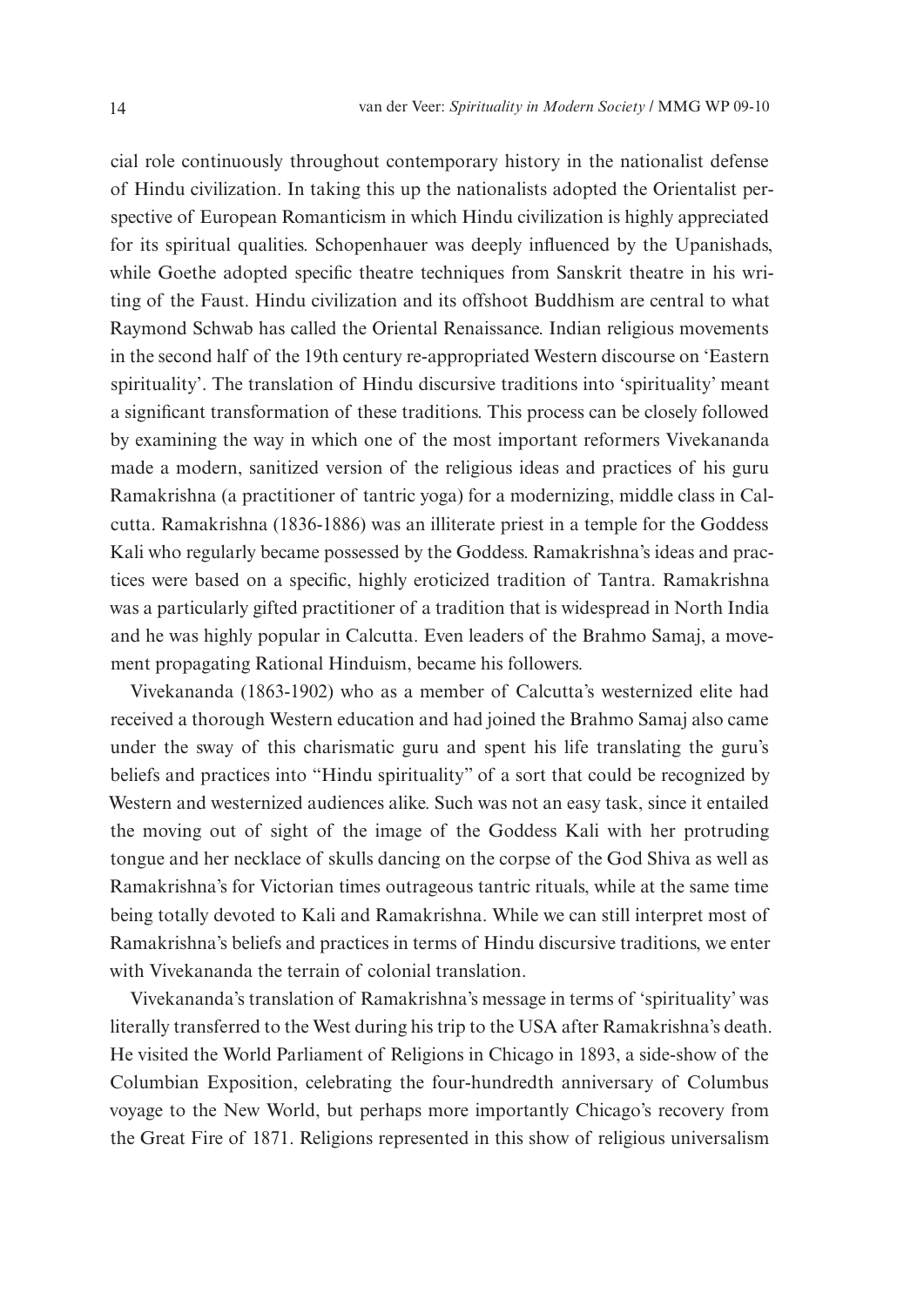cial role continuously throughout contemporary history in the nationalist defense of Hindu civilization. In taking this up the nationalists adopted the Orientalist perspective of European Romanticism in which Hindu civilization is highly appreciated for its spiritual qualities. Schopenhauer was deeply influenced by the Upanishads, while Goethe adopted specific theatre techniques from Sanskrit theatre in his writing of the Faust. Hindu civilization and its offshoot Buddhism are central to what Raymond Schwab has called the Oriental Renaissance. Indian religious movements in the second half of the 19th century re-appropriated Western discourse on 'Eastern spirituality'. The translation of Hindu discursive traditions into 'spirituality' meant a significant transformation of these traditions. This process can be closely followed by examining the way in which one of the most important reformers Vivekananda made a modern, sanitized version of the religious ideas and practices of his guru Ramakrishna (a practitioner of tantric yoga) for a modernizing, middle class in Calcutta. Ramakrishna (1836-1886) was an illiterate priest in a temple for the Goddess Kali who regularly became possessed by the Goddess. Ramakrishna's ideas and practices were based on a specific, highly eroticized tradition of Tantra. Ramakrishna was a particularly gifted practitioner of a tradition that is widespread in North India and he was highly popular in Calcutta. Even leaders of the Brahmo Samaj, a movement propagating Rational Hinduism, became his followers.

Vivekananda (1863-1902) who as a member of Calcutta's westernized elite had received a thorough Western education and had joined the Brahmo Samaj also came under the sway of this charismatic guru and spent his life translating the guru's beliefs and practices into "Hindu spirituality" of a sort that could be recognized by Western and westernized audiences alike. Such was not an easy task, since it entailed the moving out of sight of the image of the Goddess Kali with her protruding tongue and her necklace of skulls dancing on the corpse of the God Shiva as well as Ramakrishna's for Victorian times outrageous tantric rituals, while at the same time being totally devoted to Kali and Ramakrishna. While we can still interpret most of Ramakrishna's beliefs and practices in terms of Hindu discursive traditions, we enter with Vivekananda the terrain of colonial translation.

Vivekananda's translation of Ramakrishna's message in terms of 'spirituality' was literally transferred to the West during his trip to the USA after Ramakrishna's death. He visited the World Parliament of Religions in Chicago in 1893, a side-show of the Columbian Exposition, celebrating the four-hundredth anniversary of Columbus voyage to the New World, but perhaps more importantly Chicago's recovery from the Great Fire of 1871. Religions represented in this show of religious universalism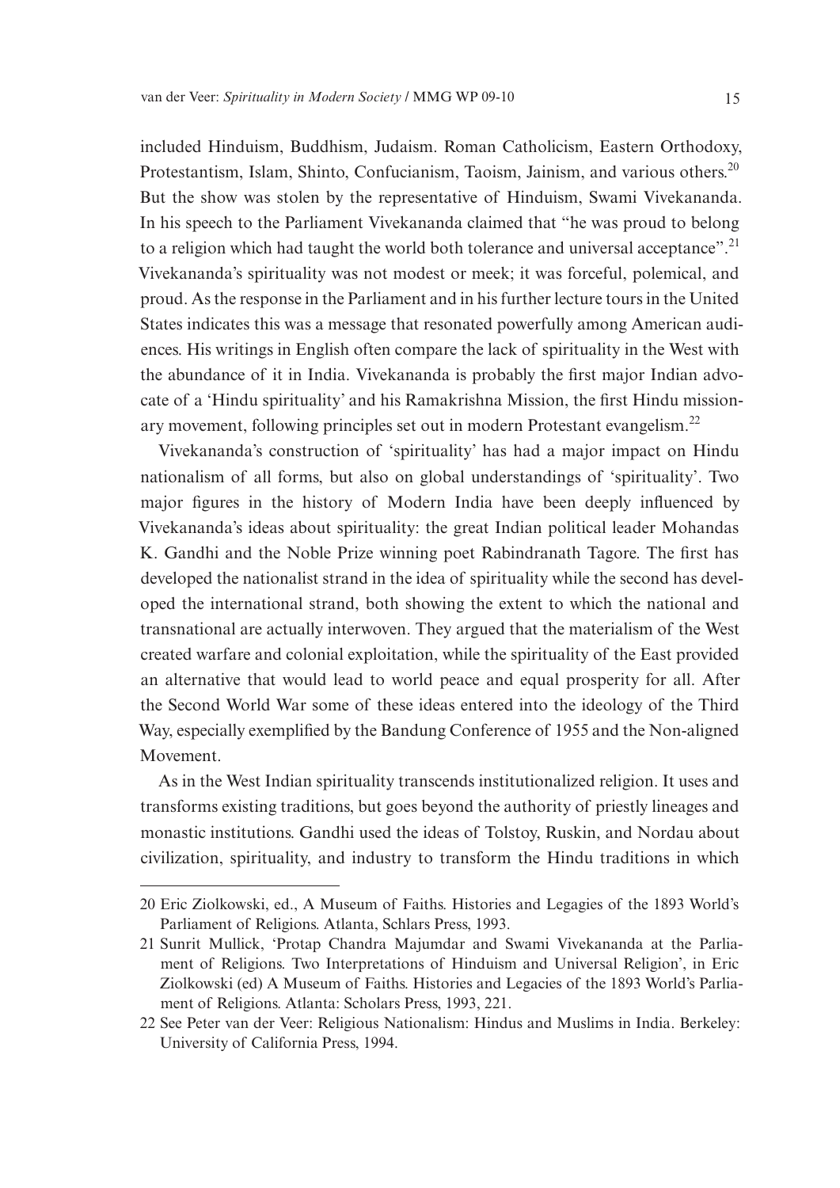included Hinduism, Buddhism, Judaism. Roman Catholicism, Eastern Orthodoxy, Protestantism, Islam, Shinto, Confucianism, Taoism, Jainism, and various others.[20] But the show was stolen by the representative of Hinduism, Swami Vivekananda. In his speech to the Parliament Vivekananda claimed that "he was proud to belong to a religion which had taught the world both tolerance and universal acceptance".[21] Vivekananda's spirituality was not modest or meek; it was forceful, polemical, and proud. As the response in the Parliament and in his further lecture tours in the United States indicates this was a message that resonated powerfully among American audiences. His writings in English often compare the lack of spirituality in the West with the abundance of it in India. Vivekananda is probably the first major Indian advocate of a 'Hindu spirituality' and his Ramakrishna Mission, the first Hindu missionary movement, following principles set out in modern Protestant evangelism.[22]

Vivekananda's construction of 'spirituality' has had a major impact on Hindu nationalism of all forms, but also on global understandings of 'spirituality'. Two major figures in the history of Modern India have been deeply influenced by Vivekananda's ideas about spirituality: the great Indian political leader Mohandas K. Gandhi and the Noble Prize winning poet Rabindranath Tagore. The first has developed the nationalist strand in the idea of spirituality while the second has developed the international strand, both showing the extent to which the national and transnational are actually interwoven. They argued that the materialism of the West created warfare and colonial exploitation, while the spirituality of the East provided an alternative that would lead to world peace and equal prosperity for all. After the Second World War some of these ideas entered into the ideology of the Third Way, especially exemplified by the Bandung Conference of 1955 and the Non-aligned Movement.

As in the West Indian spirituality transcends institutionalized religion. It uses and transforms existing traditions, but goes beyond the authority of priestly lineages and monastic institutions. Gandhi used the ideas of Tolstoy, Ruskin, and Nordau about civilization, spirituality, and industry to transform the Hindu traditions in which

---

20 Eric Ziolkowski, ed., A Museum of Faiths. Histories and Legagies of the 1893 World's Parliament of Religions. Atlanta, Schlars Press, 1993.

21 Sunrit Mullick, 'Protap Chandra Majumdar and Swami Vivekananda at the Parliament of Religions. Two Interpretations of Hinduism and Universal Religion', in Eric Ziolkowski (ed) A Museum of Faiths. Histories and Legacies of the 1893 World's Parliament of Religions. Atlanta: Scholars Press, 1993, 221.

22 See Peter van der Veer: Religious Nationalism: Hindus and Muslims in India. Berkeley: University of California Press, 1994.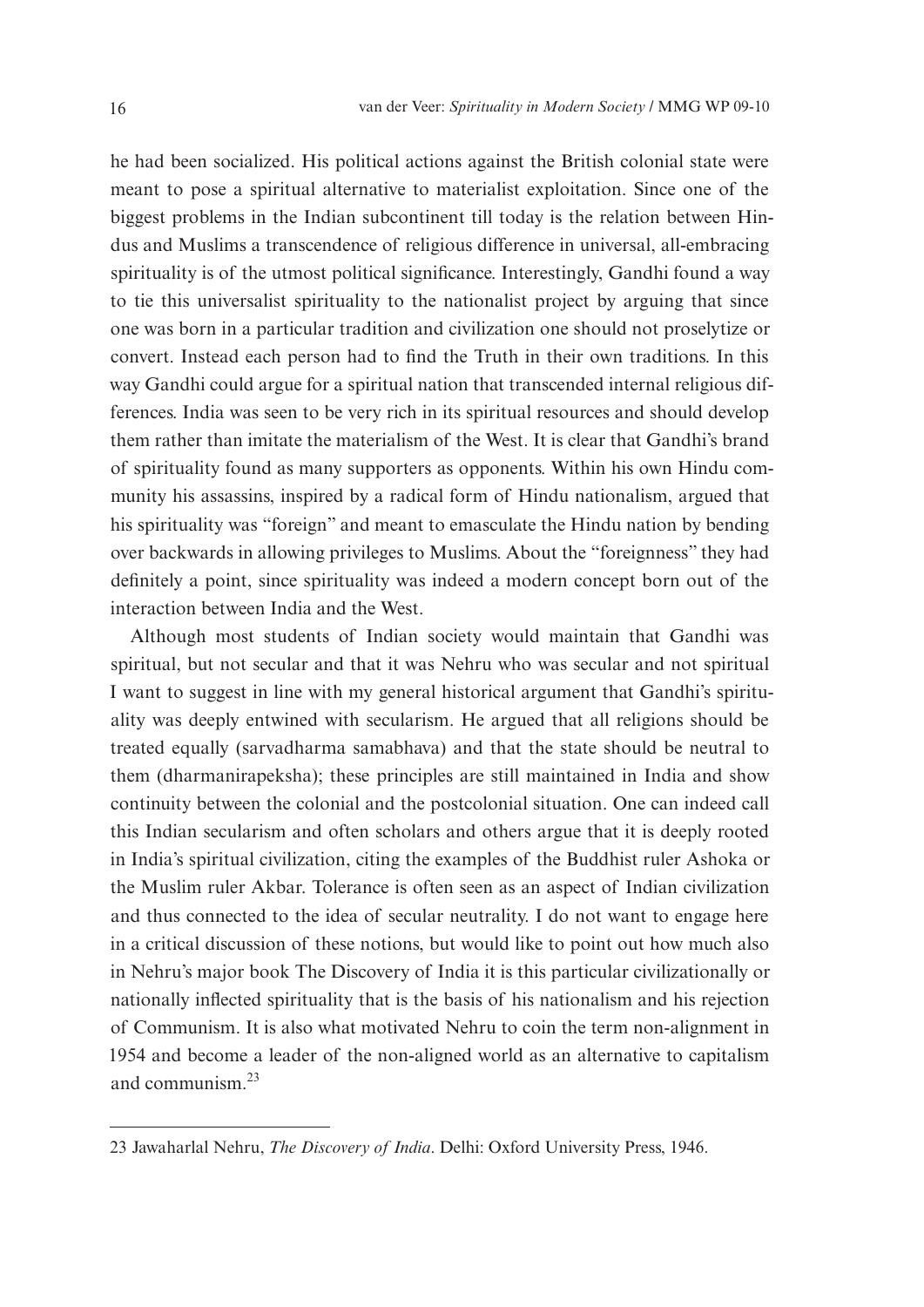he had been socialized. His political actions against the British colonial state were meant to pose a spiritual alternative to materialist exploitation. Since one of the biggest problems in the Indian subcontinent till today is the relation between Hindus and Muslims a transcendence of religious difference in universal, all-embracing spirituality is of the utmost political significance. Interestingly, Gandhi found a way to tie this universalist spirituality to the nationalist project by arguing that since one was born in a particular tradition and civilization one should not proselytize or convert. Instead each person had to find the Truth in their own traditions. In this way Gandhi could argue for a spiritual nation that transcended internal religious differences. India was seen to be very rich in its spiritual resources and should develop them rather than imitate the materialism of the West. It is clear that Gandhi's brand of spirituality found as many supporters as opponents. Within his own Hindu community his assassins, inspired by a radical form of Hindu nationalism, argued that his spirituality was "foreign" and meant to emasculate the Hindu nation by bending over backwards in allowing privileges to Muslims. About the "foreignness" they had definitely a point, since spirituality was indeed a modern concept born out of the interaction between India and the West.

Although most students of Indian society would maintain that Gandhi was spiritual, but not secular and that it was Nehru who was secular and not spiritual I want to suggest in line with my general historical argument that Gandhi's spirituality was deeply entwined with secularism. He argued that all religions should be treated equally (sarvadharma samabhava) and that the state should be neutral to them (dharmanirapeksha); these principles are still maintained in India and show continuity between the colonial and the postcolonial situation. One can indeed call this Indian secularism and often scholars and others argue that it is deeply rooted in India's spiritual civilization, citing the examples of the Buddhist ruler Ashoka or the Muslim ruler Akbar. Tolerance is often seen as an aspect of Indian civilization and thus connected to the idea of secular neutrality. I do not want to engage here in a critical discussion of these notions, but would like to point out how much also in Nehru's major book The Discovery of India it is this particular civilizationally or nationally inflected spirituality that is the basis of his nationalism and his rejection of Communism. It is also what motivated Nehru to coin the term non-alignment in 1954 and become a leader of the non-aligned world as an alternative to capitalism and communism.[23]

---

23 Jawaharlal Nehru, *The Discovery of India*. Delhi: Oxford University Press, 1946.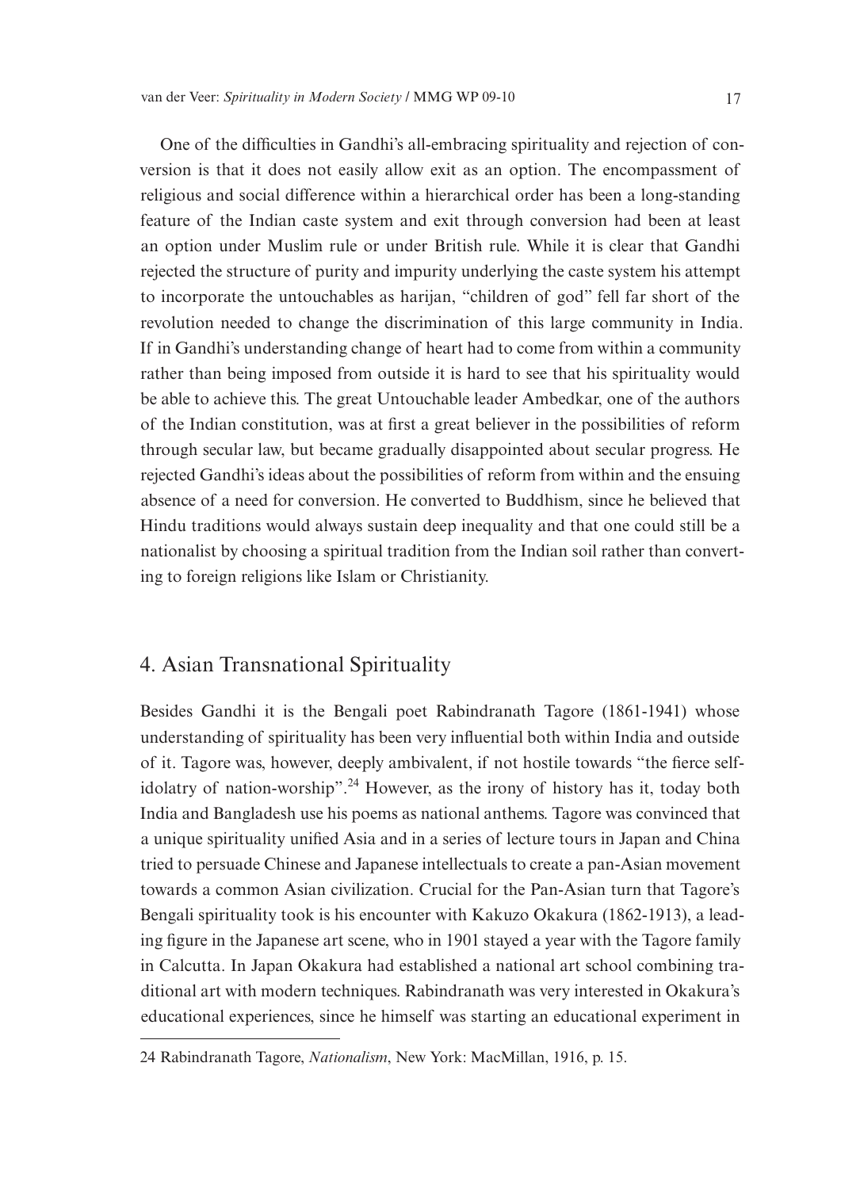One of the difficulties in Gandhi's all-embracing spirituality and rejection of conversion is that it does not easily allow exit as an option. The encompassment of religious and social difference within a hierarchical order has been a long-standing feature of the Indian caste system and exit through conversion had been at least an option under Muslim rule or under British rule. While it is clear that Gandhi rejected the structure of purity and impurity underlying the caste system his attempt to incorporate the untouchables as harijan, "children of god" fell far short of the revolution needed to change the discrimination of this large community in India. If in Gandhi's understanding change of heart had to come from within a community rather than being imposed from outside it is hard to see that his spirituality would be able to achieve this. The great Untouchable leader Ambedkar, one of the authors of the Indian constitution, was at first a great believer in the possibilities of reform through secular law, but became gradually disappointed about secular progress. He rejected Gandhi's ideas about the possibilities of reform from within and the ensuing absence of a need for conversion. He converted to Buddhism, since he believed that Hindu traditions would always sustain deep inequality and that one could still be a nationalist by choosing a spiritual tradition from the Indian soil rather than converting to foreign religions like Islam or Christianity.

## 4. Asian Transnational Spirituality

Besides Gandhi it is the Bengali poet Rabindranath Tagore (1861-1941) whose understanding of spirituality has been very influential both within India and outside of it. Tagore was, however, deeply ambivalent, if not hostile towards "the fierce self-idolatry of nation-worship".[24] However, as the irony of history has it, today both India and Bangladesh use his poems as national anthems. Tagore was convinced that a unique spirituality unified Asia and in a series of lecture tours in Japan and China tried to persuade Chinese and Japanese intellectuals to create a pan-Asian movement towards a common Asian civilization. Crucial for the Pan-Asian turn that Tagore's Bengali spirituality took is his encounter with Kakuzo Okakura (1862-1913), a leading figure in the Japanese art scene, who in 1901 stayed a year with the Tagore family in Calcutta. In Japan Okakura had established a national art school combining traditional art with modern techniques. Rabindranath was very interested in Okakura's educational experiences, since he himself was starting an educational experiment in

24 Rabindranath Tagore, *Nationalism*, New York: MacMillan, 1916, p. 15.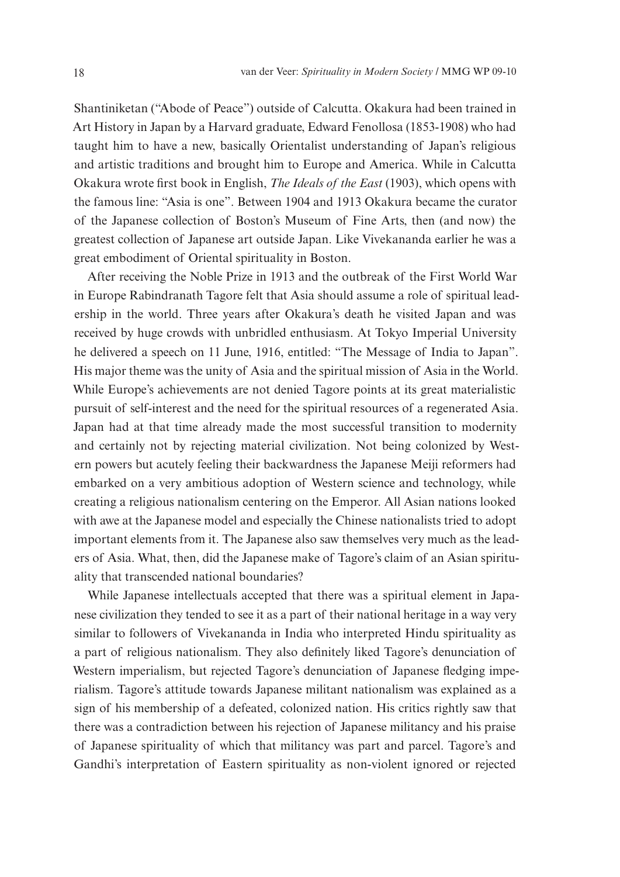Shantiniketan ("Abode of Peace") outside of Calcutta. Okakura had been trained in Art History in Japan by a Harvard graduate, Edward Fenollosa (1853-1908) who had taught him to have a new, basically Orientalist understanding of Japan's religious and artistic traditions and brought him to Europe and America. While in Calcutta Okakura wrote first book in English, *The Ideals of the East* (1903), which opens with the famous line: "Asia is one". Between 1904 and 1913 Okakura became the curator of the Japanese collection of Boston's Museum of Fine Arts, then (and now) the greatest collection of Japanese art outside Japan. Like Vivekananda earlier he was a great embodiment of Oriental spirituality in Boston.

After receiving the Noble Prize in 1913 and the outbreak of the First World War in Europe Rabindranath Tagore felt that Asia should assume a role of spiritual leadership in the world. Three years after Okakura's death he visited Japan and was received by huge crowds with unbridled enthusiasm. At Tokyo Imperial University he delivered a speech on 11 June, 1916, entitled: "The Message of India to Japan". His major theme was the unity of Asia and the spiritual mission of Asia in the World. While Europe's achievements are not denied Tagore points at its great materialistic pursuit of self-interest and the need for the spiritual resources of a regenerated Asia. Japan had at that time already made the most successful transition to modernity and certainly not by rejecting material civilization. Not being colonized by Western powers but acutely feeling their backwardness the Japanese Meiji reformers had embarked on a very ambitious adoption of Western science and technology, while creating a religious nationalism centering on the Emperor. All Asian nations looked with awe at the Japanese model and especially the Chinese nationalists tried to adopt important elements from it. The Japanese also saw themselves very much as the leaders of Asia. What, then, did the Japanese make of Tagore's claim of an Asian spirituality that transcended national boundaries?

While Japanese intellectuals accepted that there was a spiritual element in Japanese civilization they tended to see it as a part of their national heritage in a way very similar to followers of Vivekananda in India who interpreted Hindu spirituality as a part of religious nationalism. They also definitely liked Tagore's denunciation of Western imperialism, but rejected Tagore's denunciation of Japanese fledging imperialism. Tagore's attitude towards Japanese militant nationalism was explained as a sign of his membership of a defeated, colonized nation. His critics rightly saw that there was a contradiction between his rejection of Japanese militancy and his praise of Japanese spirituality of which that militancy was part and parcel. Tagore's and Gandhi's interpretation of Eastern spirituality as non-violent ignored or rejected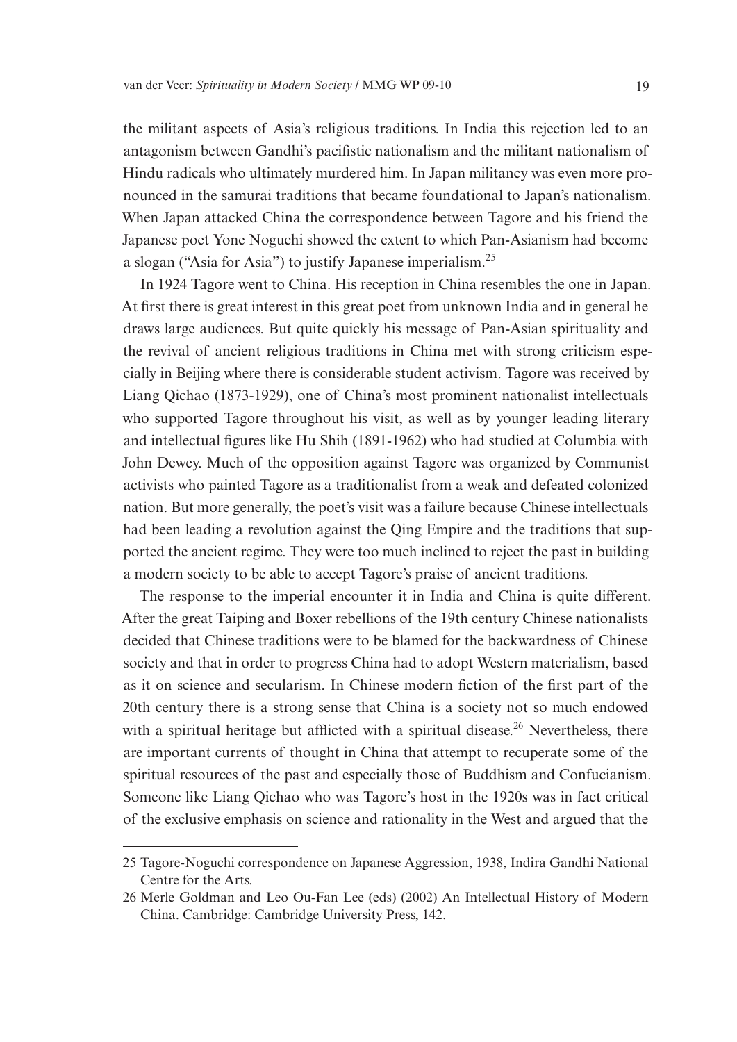the militant aspects of Asia's religious traditions. In India this rejection led to an antagonism between Gandhi's pacifistic nationalism and the militant nationalism of Hindu radicals who ultimately murdered him. In Japan militancy was even more pronounced in the samurai traditions that became foundational to Japan's nationalism. When Japan attacked China the correspondence between Tagore and his friend the Japanese poet Yone Noguchi showed the extent to which Pan-Asianism had become a slogan ("Asia for Asia") to justify Japanese imperialism.[25]

In 1924 Tagore went to China. His reception in China resembles the one in Japan. At first there is great interest in this great poet from unknown India and in general he draws large audiences. But quite quickly his message of Pan-Asian spirituality and the revival of ancient religious traditions in China met with strong criticism especially in Beijing where there is considerable student activism. Tagore was received by Liang Qichao (1873-1929), one of China's most prominent nationalist intellectuals who supported Tagore throughout his visit, as well as by younger leading literary and intellectual figures like Hu Shih (1891-1962) who had studied at Columbia with John Dewey. Much of the opposition against Tagore was organized by Communist activists who painted Tagore as a traditionalist from a weak and defeated colonized nation. But more generally, the poet's visit was a failure because Chinese intellectuals had been leading a revolution against the Qing Empire and the traditions that supported the ancient regime. They were too much inclined to reject the past in building a modern society to be able to accept Tagore's praise of ancient traditions.

The response to the imperial encounter it in India and China is quite different. After the great Taiping and Boxer rebellions of the 19th century Chinese nationalists decided that Chinese traditions were to be blamed for the backwardness of Chinese society and that in order to progress China had to adopt Western materialism, based as it on science and secularism. In Chinese modern fiction of the first part of the 20th century there is a strong sense that China is a society not so much endowed with a spiritual heritage but afflicted with a spiritual disease.[26] Nevertheless, there are important currents of thought in China that attempt to recuperate some of the spiritual resources of the past and especially those of Buddhism and Confucianism. Someone like Liang Qichao who was Tagore's host in the 1920s was in fact critical of the exclusive emphasis on science and rationality in the West and argued that the

---

25 Tagore-Noguchi correspondence on Japanese Aggression, 1938, Indira Gandhi National Centre for the Arts.

26 Merle Goldman and Leo Ou-Fan Lee (eds) (2002) An Intellectual History of Modern China. Cambridge: Cambridge University Press, 142.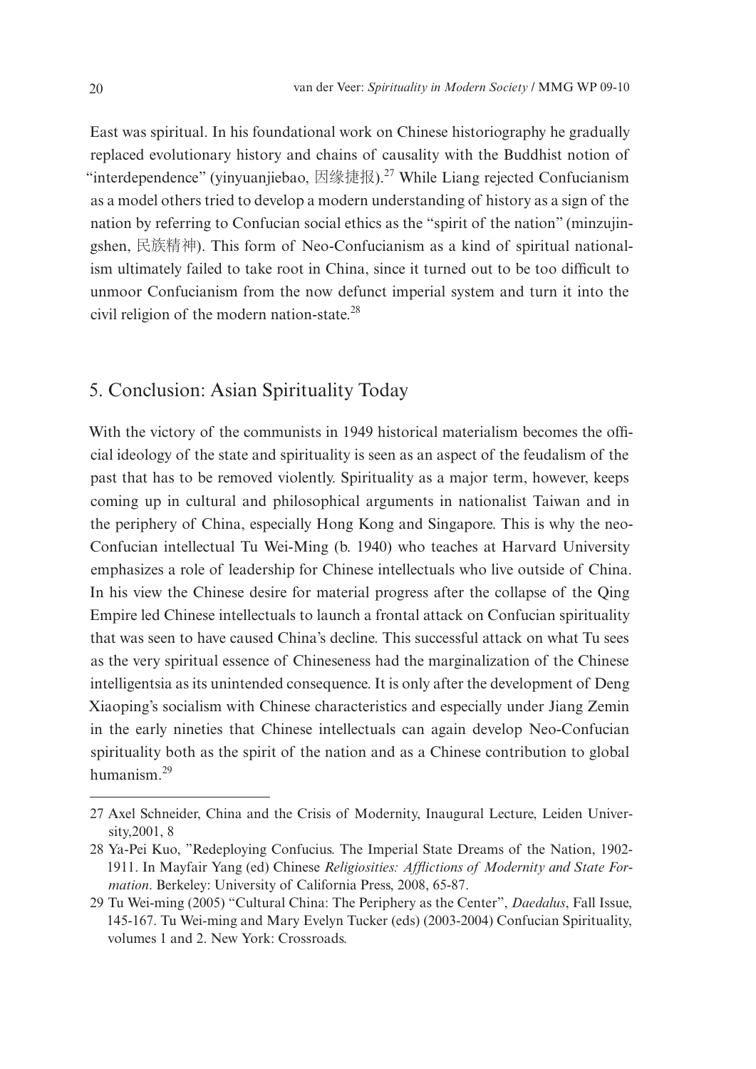East was spiritual. In his foundational work on Chinese historiography he gradually replaced evolutionary history and chains of causality with the Buddhist notion of "interdependence" (yinyuanjiebao, 因缘捷报).[27] While Liang rejected Confucianism as a model others tried to develop a modern understanding of history as a sign of the nation by referring to Confucian social ethics as the "spirit of the nation" (minzujingshen, 民族精神). This form of Neo-Confucianism as a kind of spiritual nationalism ultimately failed to take root in China, since it turned out to be too difficult to unmoor Confucianism from the now defunct imperial system and turn it into the civil religion of the modern nation-state.[28]

## 5. Conclusion: Asian Spirituality Today

With the victory of the communists in 1949 historical materialism becomes the official ideology of the state and spirituality is seen as an aspect of the feudalism of the past that has to be removed violently. Spirituality as a major term, however, keeps coming up in cultural and philosophical arguments in nationalist Taiwan and in the periphery of China, especially Hong Kong and Singapore. This is why the neo-Confucian intellectual Tu Wei-Ming (b. 1940) who teaches at Harvard University emphasizes a role of leadership for Chinese intellectuals who live outside of China. In his view the Chinese desire for material progress after the collapse of the Qing Empire led Chinese intellectuals to launch a frontal attack on Confucian spirituality that was seen to have caused China's decline. This successful attack on what Tu sees as the very spiritual essence of Chineseness had the marginalization of the Chinese intelligentsia as its unintended consequence. It is only after the development of Deng Xiaoping's socialism with Chinese characteristics and especially under Jiang Zemin in the early nineties that Chinese intellectuals can again develop Neo-Confucian spirituality both as the spirit of the nation and as a Chinese contribution to global humanism.[29]

---

27 Axel Schneider, China and the Crisis of Modernity, Inaugural Lecture, Leiden University,2001, 8

28 Ya-Pei Kuo, "Redeploying Confucius. The Imperial State Dreams of the Nation, 1902-1911. In Mayfair Yang (ed) Chinese *Religiosities: Afflictions of Modernity and State Formation*. Berkeley: University of California Press, 2008, 65-87.

29 Tu Wei-ming (2005) "Cultural China: The Periphery as the Center", *Daedalus*, Fall Issue, 145-167. Tu Wei-ming and Mary Evelyn Tucker (eds) (2003-2004) Confucian Spirituality, volumes 1 and 2. New York: Crossroads.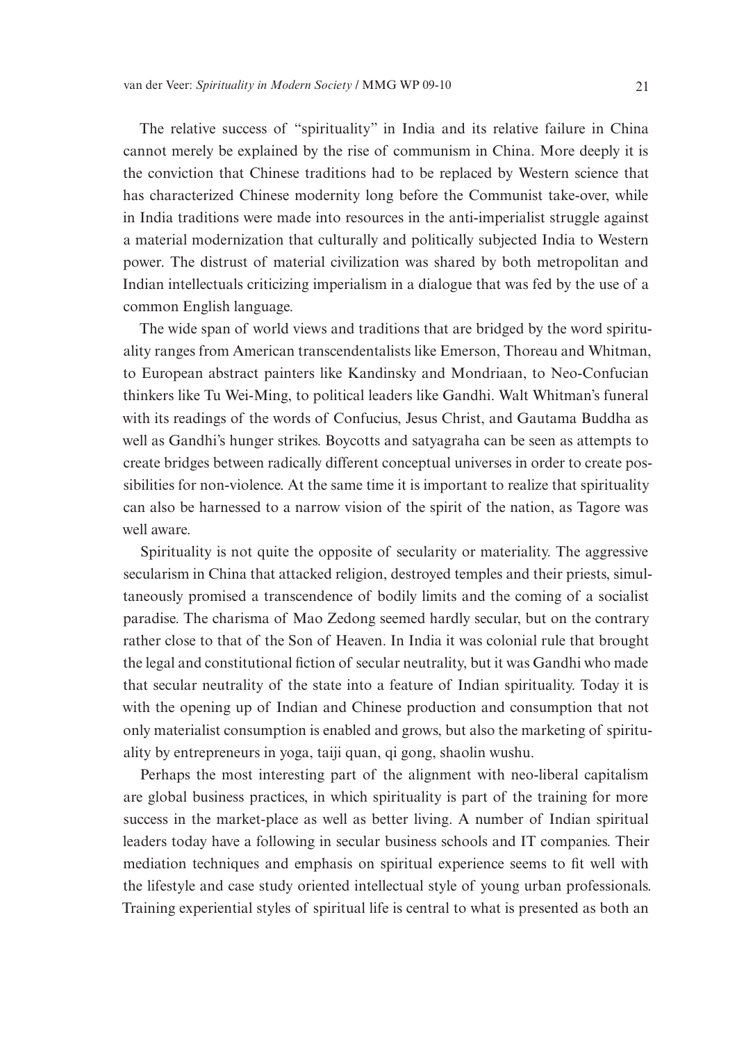The relative success of "spirituality" in India and its relative failure in China cannot merely be explained by the rise of communism in China. More deeply it is the conviction that Chinese traditions had to be replaced by Western science that has characterized Chinese modernity long before the Communist take-over, while in India traditions were made into resources in the anti-imperialist struggle against a material modernization that culturally and politically subjected India to Western power. The distrust of material civilization was shared by both metropolitan and Indian intellectuals criticizing imperialism in a dialogue that was fed by the use of a common English language.

The wide span of world views and traditions that are bridged by the word spirituality ranges from American transcendentalists like Emerson, Thoreau and Whitman, to European abstract painters like Kandinsky and Mondriaan, to Neo-Confucian thinkers like Tu Wei-Ming, to political leaders like Gandhi. Walt Whitman's funeral with its readings of the words of Confucius, Jesus Christ, and Gautama Buddha as well as Gandhi's hunger strikes. Boycotts and satyagraha can be seen as attempts to create bridges between radically different conceptual universes in order to create possibilities for non-violence. At the same time it is important to realize that spirituality can also be harnessed to a narrow vision of the spirit of the nation, as Tagore was well aware.

Spirituality is not quite the opposite of secularity or materiality. The aggressive secularism in China that attacked religion, destroyed temples and their priests, simultaneously promised a transcendence of bodily limits and the coming of a socialist paradise. The charisma of Mao Zedong seemed hardly secular, but on the contrary rather close to that of the Son of Heaven. In India it was colonial rule that brought the legal and constitutional fiction of secular neutrality, but it was Gandhi who made that secular neutrality of the state into a feature of Indian spirituality. Today it is with the opening up of Indian and Chinese production and consumption that not only materialist consumption is enabled and grows, but also the marketing of spirituality by entrepreneurs in yoga, taiji quan, qi gong, shaolin wushu.

Perhaps the most interesting part of the alignment with neo-liberal capitalism are global business practices, in which spirituality is part of the training for more success in the market-place as well as better living. A number of Indian spiritual leaders today have a following in secular business schools and IT companies. Their mediation techniques and emphasis on spiritual experience seems to fit well with the lifestyle and case study oriented intellectual style of young urban professionals. Training experiential styles of spiritual life is central to what is presented as both an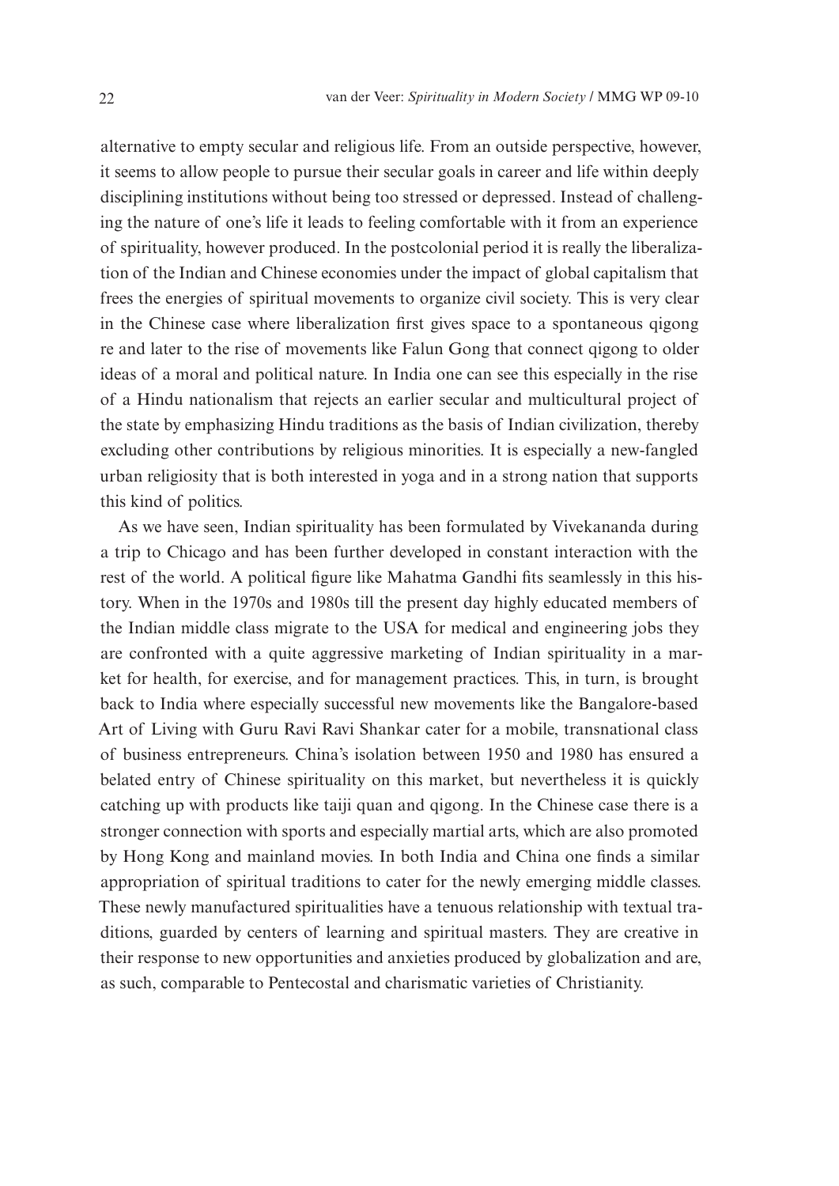alternative to empty secular and religious life. From an outside perspective, however, it seems to allow people to pursue their secular goals in career and life within deeply disciplining institutions without being too stressed or depressed. Instead of challenging the nature of one's life it leads to feeling comfortable with it from an experience of spirituality, however produced. In the postcolonial period it is really the liberalization of the Indian and Chinese economies under the impact of global capitalism that frees the energies of spiritual movements to organize civil society. This is very clear in the Chinese case where liberalization first gives space to a spontaneous qigong re and later to the rise of movements like Falun Gong that connect qigong to older ideas of a moral and political nature. In India one can see this especially in the rise of a Hindu nationalism that rejects an earlier secular and multicultural project of the state by emphasizing Hindu traditions as the basis of Indian civilization, thereby excluding other contributions by religious minorities. It is especially a new-fangled urban religiosity that is both interested in yoga and in a strong nation that supports this kind of politics.

As we have seen, Indian spirituality has been formulated by Vivekananda during a trip to Chicago and has been further developed in constant interaction with the rest of the world. A political figure like Mahatma Gandhi fits seamlessly in this history. When in the 1970s and 1980s till the present day highly educated members of the Indian middle class migrate to the USA for medical and engineering jobs they are confronted with a quite aggressive marketing of Indian spirituality in a market for health, for exercise, and for management practices. This, in turn, is brought back to India where especially successful new movements like the Bangalore-based Art of Living with Guru Ravi Ravi Shankar cater for a mobile, transnational class of business entrepreneurs. China's isolation between 1950 and 1980 has ensured a belated entry of Chinese spirituality on this market, but nevertheless it is quickly catching up with products like taiji quan and qigong. In the Chinese case there is a stronger connection with sports and especially martial arts, which are also promoted by Hong Kong and mainland movies. In both India and China one finds a similar appropriation of spiritual traditions to cater for the newly emerging middle classes. These newly manufactured spiritualities have a tenuous relationship with textual traditions, guarded by centers of learning and spiritual masters. They are creative in their response to new opportunities and anxieties produced by globalization and are, as such, comparable to Pentecostal and charismatic varieties of Christianity.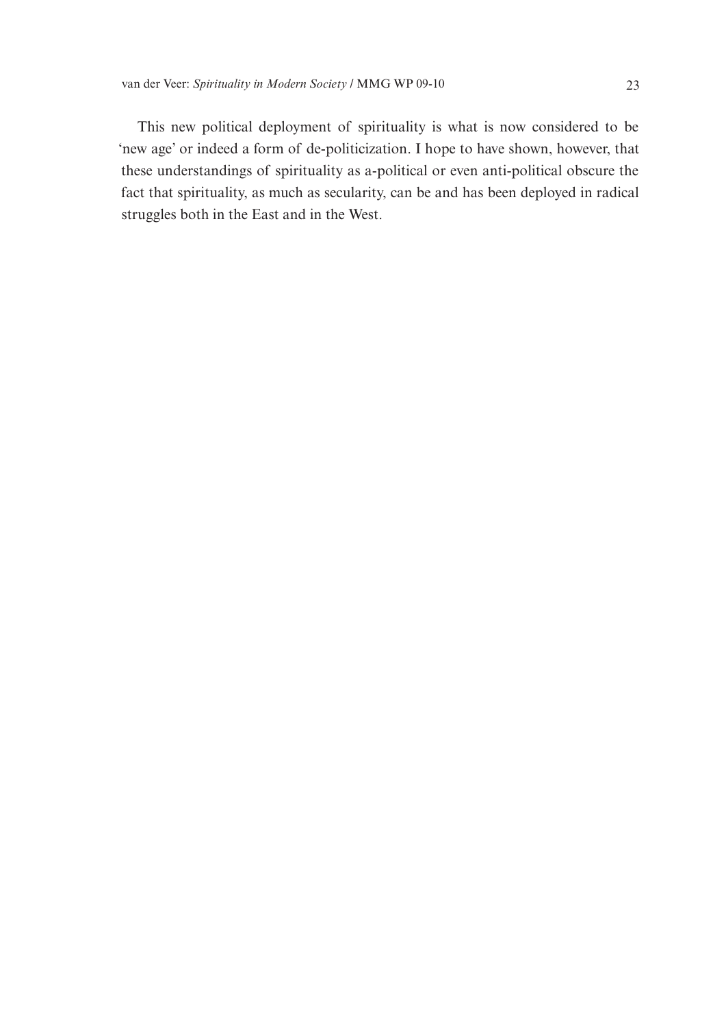This new political deployment of spirituality is what is now considered to be 'new age' or indeed a form of de-politicization. I hope to have shown, however, that these understandings of spirituality as a-political or even anti-political obscure the fact that spirituality, as much as secularity, can be and has been deployed in radical struggles both in the East and in the West.